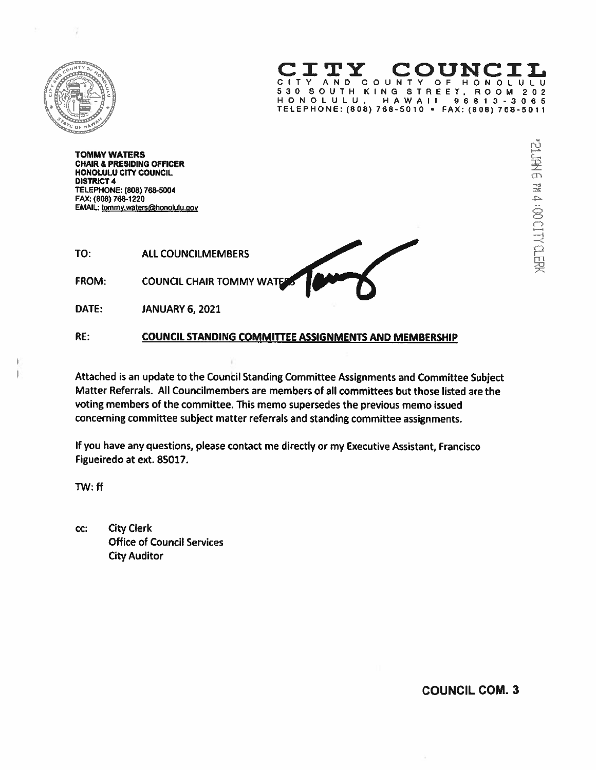# CITY COUNCIL

CITY AND COUNTY OF HONOLULU
530 SOUTH KING STREET, ROOM 202
HONOLULU, HAWAII 96813-3065
TELEPHONE: (808) 768-5010 • FAX: (808) 768-5011

'21 JAN 6 PM 4:00 CITY CLERK

**TOMMY WATERS**
**CHAIR & PRESIDING OFFICER**
**HONOLULU CITY COUNCIL**
**DISTRICT 4**
TELEPHONE: (808) 768-5004
FAX: (808) 768-1220
EMAIL: tommy.waters@honolulu.gov

TO: ALL COUNCILMEMBERS

FROM: COUNCIL CHAIR TOMMY WATERS

DATE: JANUARY 6, 2021

RE: **COUNCIL STANDING COMMITTEE ASSIGNMENTS AND MEMBERSHIP**

Attached is an update to the Council Standing Committee Assignments and Committee Subject Matter Referrals. All Councilmembers are members of all committees but those listed are the voting members of the committee. This memo supersedes the previous memo issued concerning committee subject matter referrals and standing committee assignments.

If you have any questions, please contact me directly or my Executive Assistant, Francisco Figueiredo at ext. 85017.

TW: ff

cc: City Clerk
Office of Council Services
City Auditor

**COUNCIL COM. 3**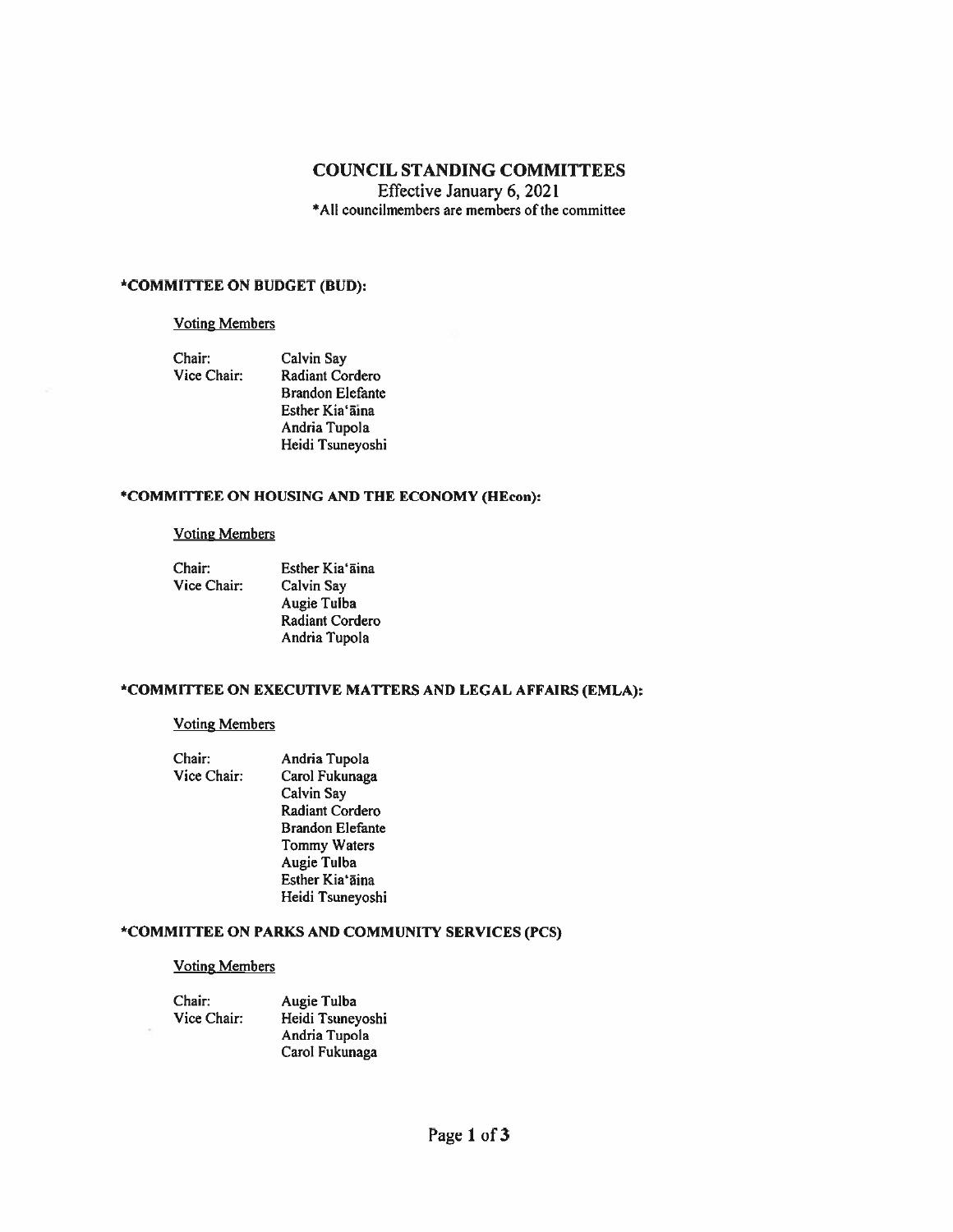# COUNCIL STANDING COMMITTEES

Effective January 6, 2021

*All councilmembers are members of the committee

### *COMMITTEE ON BUDGET (BUD):

Voting Members

Chair: Calvin Say
Vice Chair: Radiant Cordero
Brandon Elefante
Esther Kiaʻāina
Andria Tupola
Heidi Tsuneyoshi

### *COMMITTEE ON HOUSING AND THE ECONOMY (HEcon):

Voting Members

Chair: Esther Kiaʻāina
Vice Chair: Calvin Say
Augie Tulba
Radiant Cordero
Andria Tupola

### *COMMITTEE ON EXECUTIVE MATTERS AND LEGAL AFFAIRS (EMLA):

Voting Members

Chair: Andria Tupola
Vice Chair: Carol Fukunaga
Calvin Say
Radiant Cordero
Brandon Elefante
Tommy Waters
Augie Tulba
Esther Kiaʻāina
Heidi Tsuneyoshi

### *COMMITTEE ON PARKS AND COMMUNITY SERVICES (PCS)

Voting Members

Chair: Augie Tulba
Vice Chair: Heidi Tsuneyoshi
Andria Tupola
Carol Fukunaga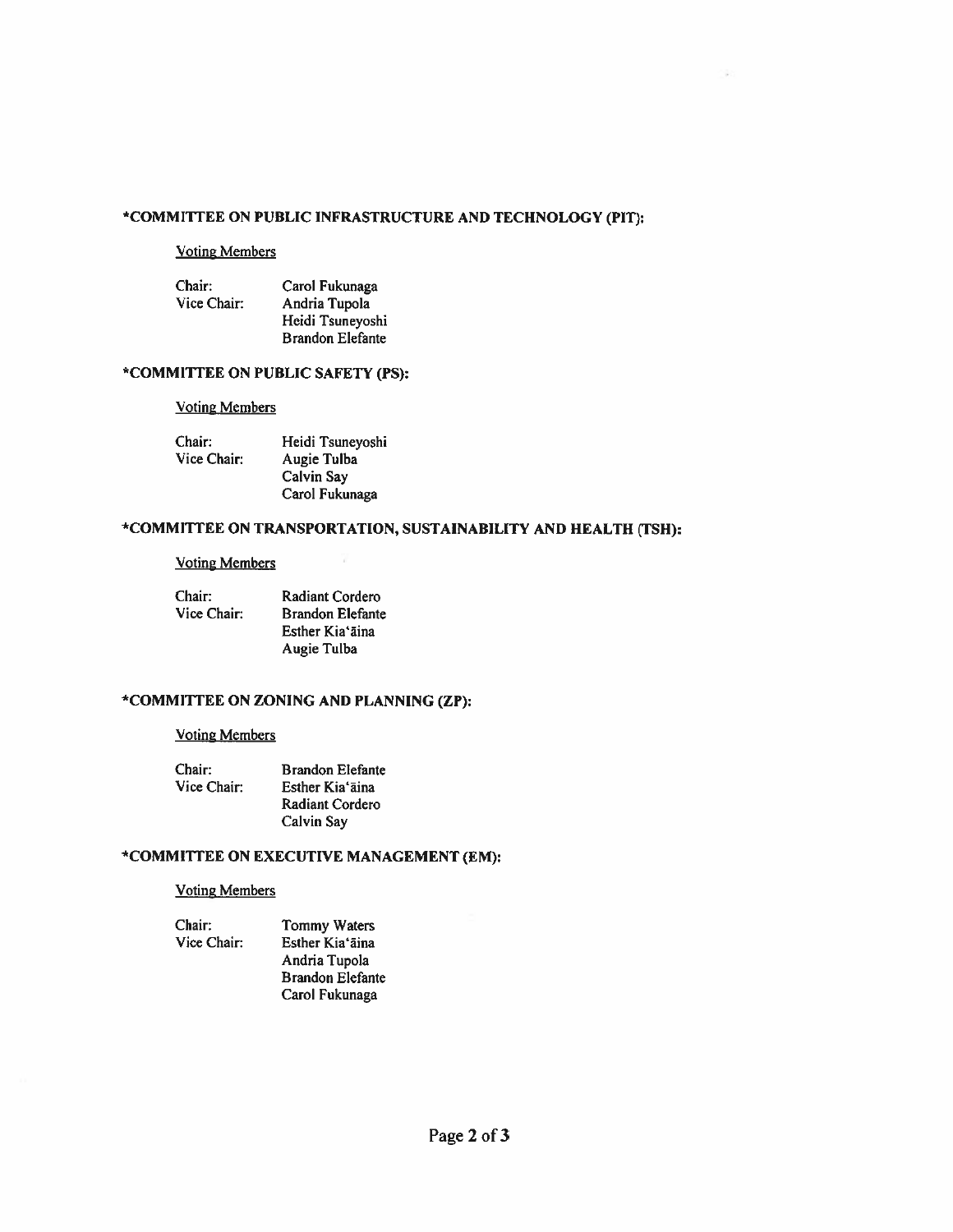**\*COMMITTEE ON PUBLIC INFRASTRUCTURE AND TECHNOLOGY (PIT):**

Voting Members

Chair: Carol Fukunaga
Vice Chair: Andria Tupola
Heidi Tsuneyoshi
Brandon Elefante

**\*COMMITTEE ON PUBLIC SAFETY (PS):**

Voting Members

Chair: Heidi Tsuneyoshi
Vice Chair: Augie Tulba
Calvin Say
Carol Fukunaga

**\*COMMITTEE ON TRANSPORTATION, SUSTAINABILITY AND HEALTH (TSH):**

Voting Members

Chair: Radiant Cordero
Vice Chair: Brandon Elefante
Esther Kiaʻāina
Augie Tulba

**\*COMMITTEE ON ZONING AND PLANNING (ZP):**

Voting Members

Chair: Brandon Elefante
Vice Chair: Esther Kiaʻāina
Radiant Cordero
Calvin Say

**\*COMMITTEE ON EXECUTIVE MANAGEMENT (EM):**

Voting Members

Chair: Tommy Waters
Vice Chair: Esther Kiaʻāina
Andria Tupola
Brandon Elefante
Carol Fukunaga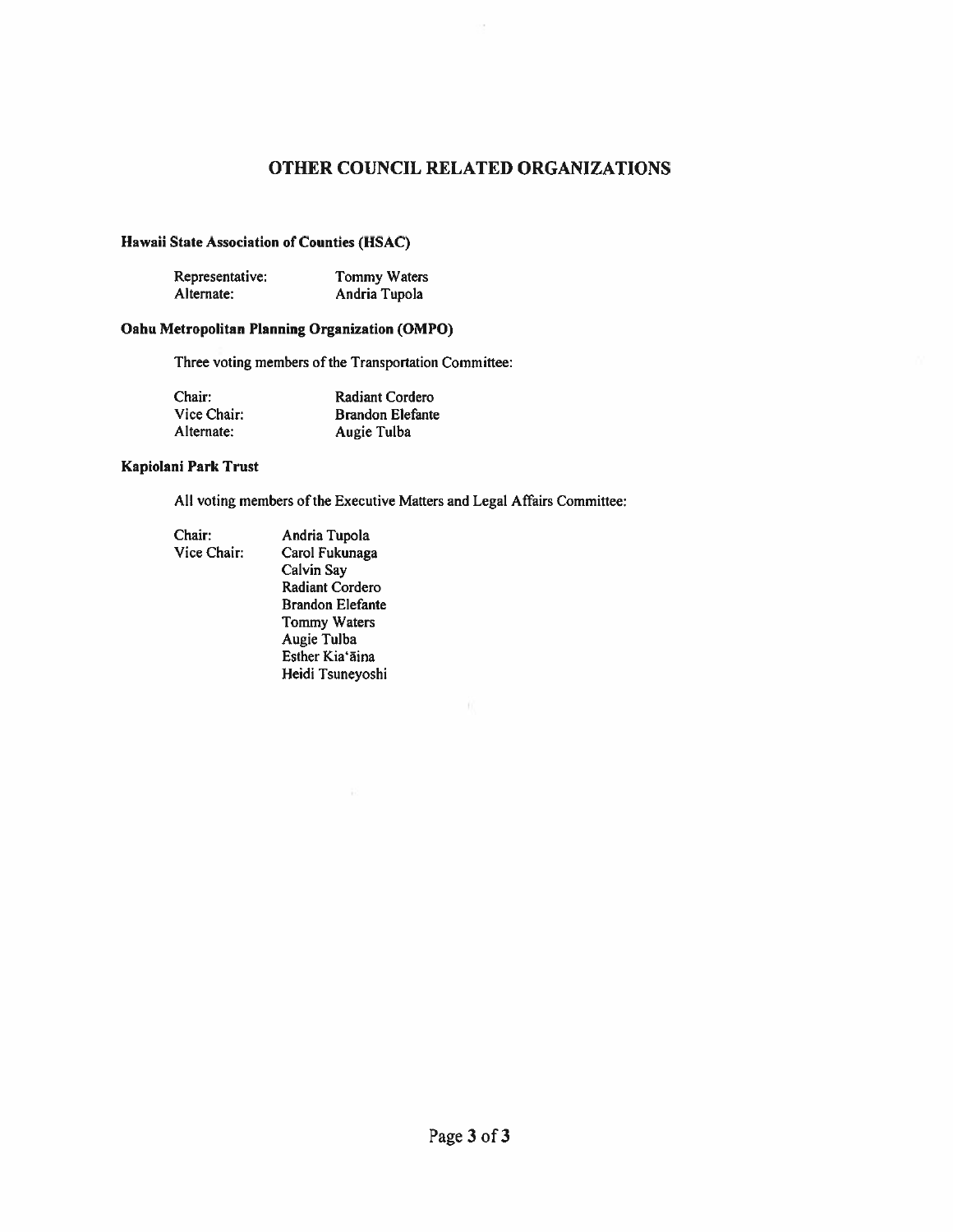# OTHER COUNCIL RELATED ORGANIZATIONS

### Hawaii State Association of Counties (HSAC)

| | |
|---|---|
| Representative: | Tommy Waters |
| Alternate: | Andria Tupola |

### Oahu Metropolitan Planning Organization (OMPO)

Three voting members of the Transportation Committee:

| | |
|---|---|
| Chair: | Radiant Cordero |
| Vice Chair: | Brandon Elefante |
| Alternate: | Augie Tulba |

### Kapiolani Park Trust

All voting members of the Executive Matters and Legal Affairs Committee:

| | |
|---|---|
| Chair: | Andria Tupola |
| Vice Chair: | Carol Fukunaga |
| | Calvin Say |
| | Radiant Cordero |
| | Brandon Elefante |
| | Tommy Waters |
| | Augie Tulba |
| | Esther Kia'āina |
| | Heidi Tsuneyoshi |